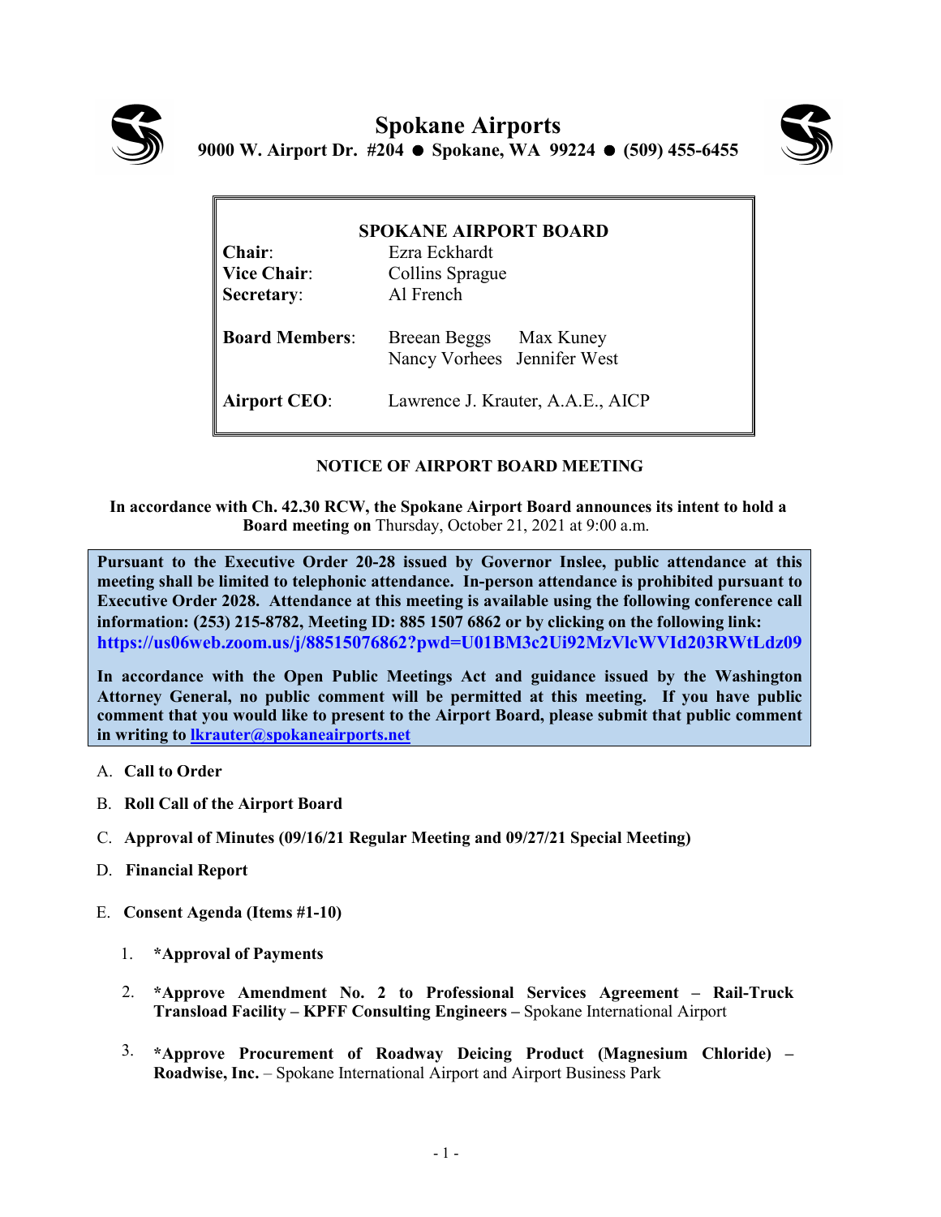# Spokane Airports

**9000 W. Airport Dr. #204 ● Spokane, WA 99224 ● (509) 455-6455**

## SPOKANE AIRPORT BOARD

| | |
|---|---|
| **Chair**: | Ezra Eckhardt |
| **Vice Chair**: | Collins Sprague |
| **Secretary**: | Al French |
| **Board Members**: | Breean Beggs, Max Kuney, Nancy Vorhees, Jennifer West |
| **Airport CEO**: | Lawrence J. Krauter, A.A.E., AICP |

### NOTICE OF AIRPORT BOARD MEETING

**In accordance with Ch. 42.30 RCW, the Spokane Airport Board announces its intent to hold a Board meeting on** Thursday, October 21, 2021 at 9:00 a.m.

**Pursuant to the Executive Order 20-28 issued by Governor Inslee, public attendance at this meeting shall be limited to telephonic attendance. In-person attendance is prohibited pursuant to Executive Order 2028. Attendance at this meeting is available using the following conference call information: (253) 215-8782, Meeting ID: 885 1507 6862 or by clicking on the following link: https://us06web.zoom.us/j/88515076862?pwd=U01BM3c2Ui92MzVlcWVId203RWtLdz09**

**In accordance with the Open Public Meetings Act and guidance issued by the Washington Attorney General, no public comment will be permitted at this meeting. If you have public comment that you would like to present to the Airport Board, please submit that public comment in writing to lkrauter@spokaneairports.net**

A. **Call to Order**

B. **Roll Call of the Airport Board**

C. **Approval of Minutes (09/16/21 Regular Meeting and 09/27/21 Special Meeting)**

D. **Financial Report**

E. **Consent Agenda (Items #1-10)**

1. ***Approval of Payments**

2. ***Approve Amendment No. 2 to Professional Services Agreement – Rail-Truck Transload Facility – KPFF Consulting Engineers –** Spokane International Airport

3. ***Approve Procurement of Roadway Deicing Product (Magnesium Chloride) – Roadwise, Inc.** – Spokane International Airport and Airport Business Park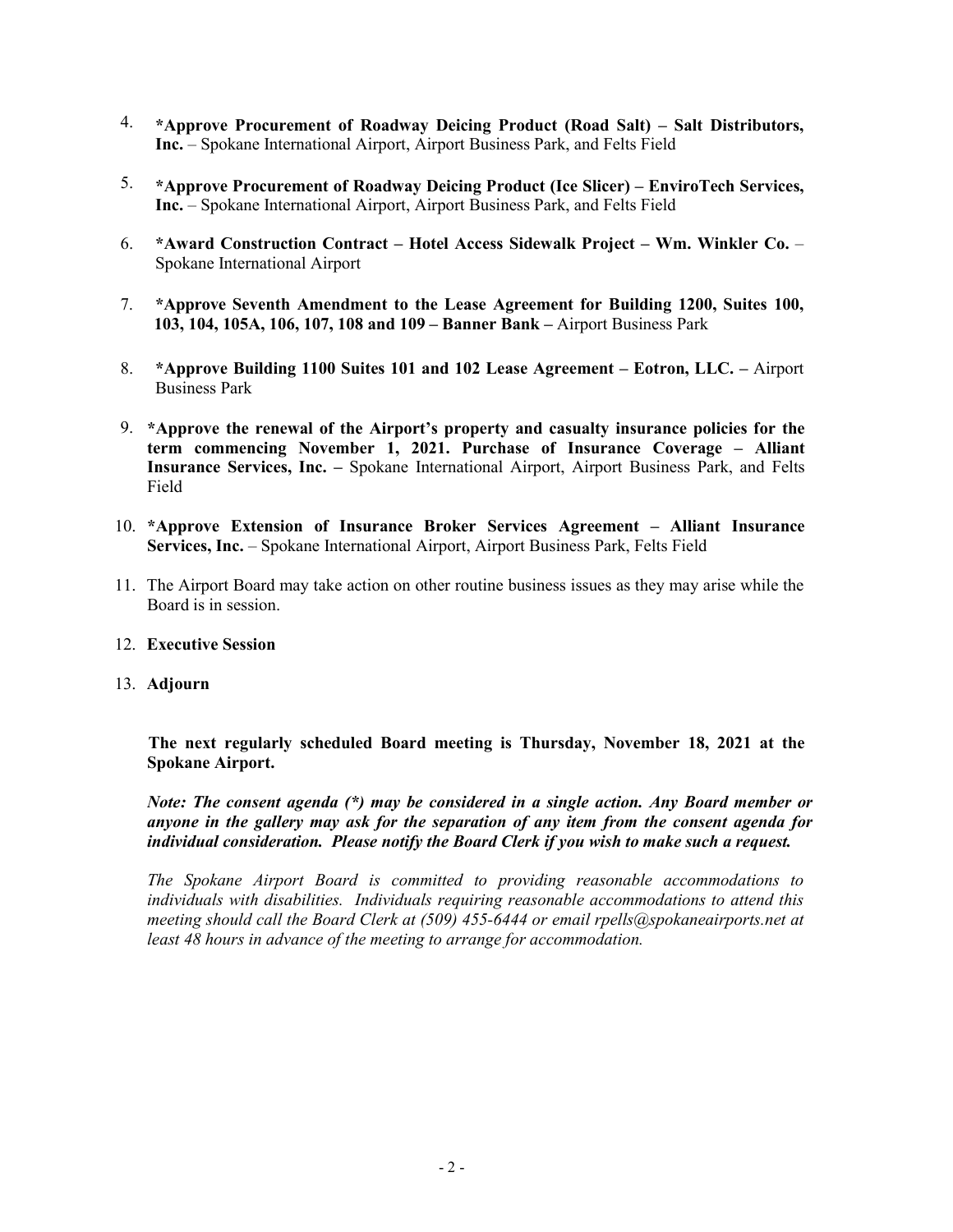4. **\*Approve Procurement of Roadway Deicing Product (Road Salt) – Salt Distributors, Inc.** – Spokane International Airport, Airport Business Park, and Felts Field

5. **\*Approve Procurement of Roadway Deicing Product (Ice Slicer) – EnviroTech Services, Inc.** – Spokane International Airport, Airport Business Park, and Felts Field

6. **\*Award Construction Contract – Hotel Access Sidewalk Project – Wm. Winkler Co.** – Spokane International Airport

7. **\*Approve Seventh Amendment to the Lease Agreement for Building 1200, Suites 100, 103, 104, 105A, 106, 107, 108 and 109 – Banner Bank –** Airport Business Park

8. **\*Approve Building 1100 Suites 101 and 102 Lease Agreement – Eotron, LLC. –** Airport Business Park

9. **\*Approve the renewal of the Airport's property and casualty insurance policies for the term commencing November 1, 2021. Purchase of Insurance Coverage – Alliant Insurance Services, Inc. –** Spokane International Airport, Airport Business Park, and Felts Field

10. **\*Approve Extension of Insurance Broker Services Agreement – Alliant Insurance Services, Inc.** – Spokane International Airport, Airport Business Park, Felts Field

11. The Airport Board may take action on other routine business issues as they may arise while the Board is in session.

12. **Executive Session**

13. **Adjourn**

**The next regularly scheduled Board meeting is Thursday, November 18, 2021 at the Spokane Airport.**

***Note: The consent agenda (\*) may be considered in a single action. Any Board member or anyone in the gallery may ask for the separation of any item from the consent agenda for individual consideration. Please notify the Board Clerk if you wish to make such a request.***

*The Spokane Airport Board is committed to providing reasonable accommodations to individuals with disabilities. Individuals requiring reasonable accommodations to attend this meeting should call the Board Clerk at (509) 455-6444 or email rpells@spokaneairports.net at least 48 hours in advance of the meeting to arrange for accommodation.*